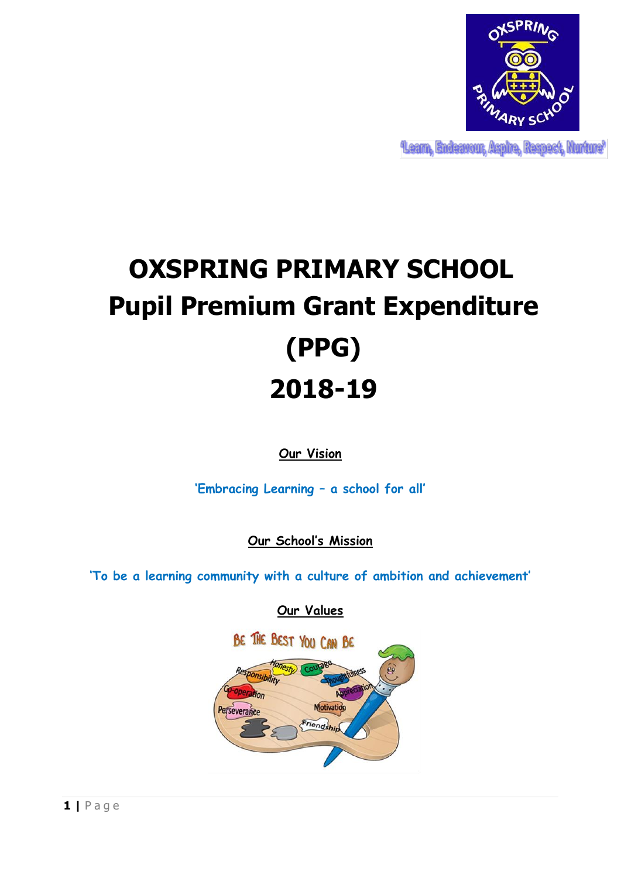'Learn, Endeavour, Aspire, Respect, Nurture'

# OXSPRING PRIMARY SCHOOL
# Pupil Premium Grant Expenditure (PPG)
# 2018-19

**Our Vision**

'Embracing Learning – a school for all'

**Our School's Mission**

'To be a learning community with a culture of ambition and achievement'

**Our Values**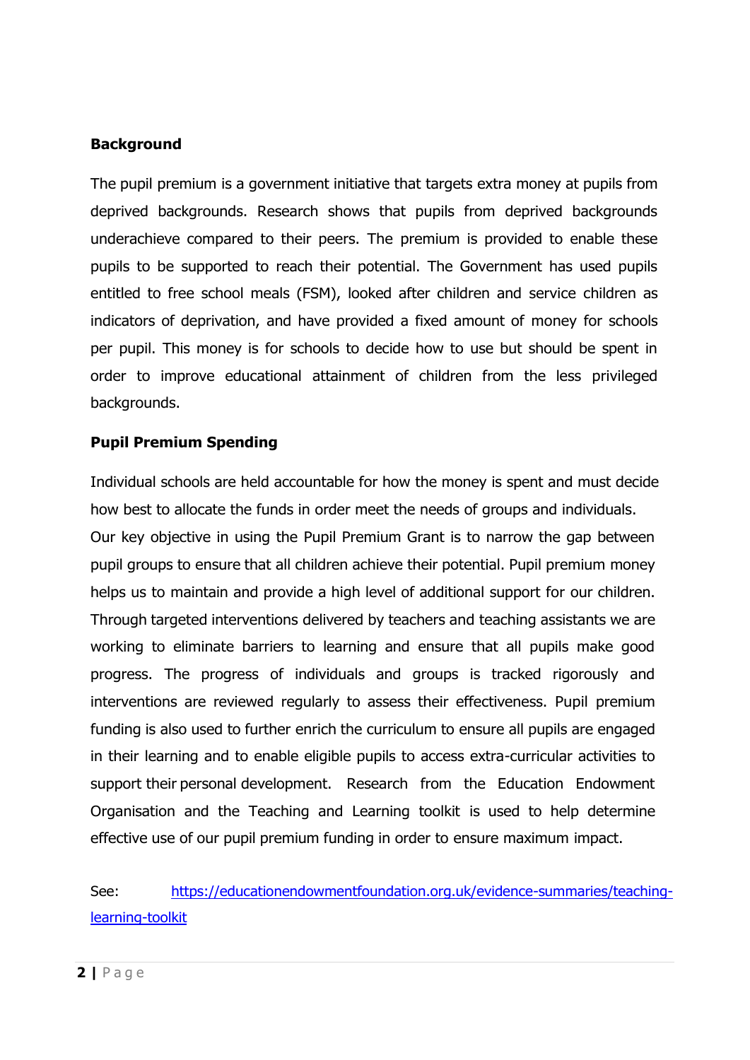**Background**

The pupil premium is a government initiative that targets extra money at pupils from deprived backgrounds. Research shows that pupils from deprived backgrounds underachieve compared to their peers. The premium is provided to enable these pupils to be supported to reach their potential. The Government has used pupils entitled to free school meals (FSM), looked after children and service children as indicators of deprivation, and have provided a fixed amount of money for schools per pupil. This money is for schools to decide how to use but should be spent in order to improve educational attainment of children from the less privileged backgrounds.

**Pupil Premium Spending**

Individual schools are held accountable for how the money is spent and must decide how best to allocate the funds in order meet the needs of groups and individuals.
Our key objective in using the Pupil Premium Grant is to narrow the gap between pupil groups to ensure that all children achieve their potential. Pupil premium money helps us to maintain and provide a high level of additional support for our children. Through targeted interventions delivered by teachers and teaching assistants we are working to eliminate barriers to learning and ensure that all pupils make good progress. The progress of individuals and groups is tracked rigorously and interventions are reviewed regularly to assess their effectiveness. Pupil premium funding is also used to further enrich the curriculum to ensure all pupils are engaged in their learning and to enable eligible pupils to access extra-curricular activities to support their personal development. Research from the Education Endowment Organisation and the Teaching and Learning toolkit is used to help determine effective use of our pupil premium funding in order to ensure maximum impact.

See: https://educationendowmentfoundation.org.uk/evidence-summaries/teaching-learning-toolkit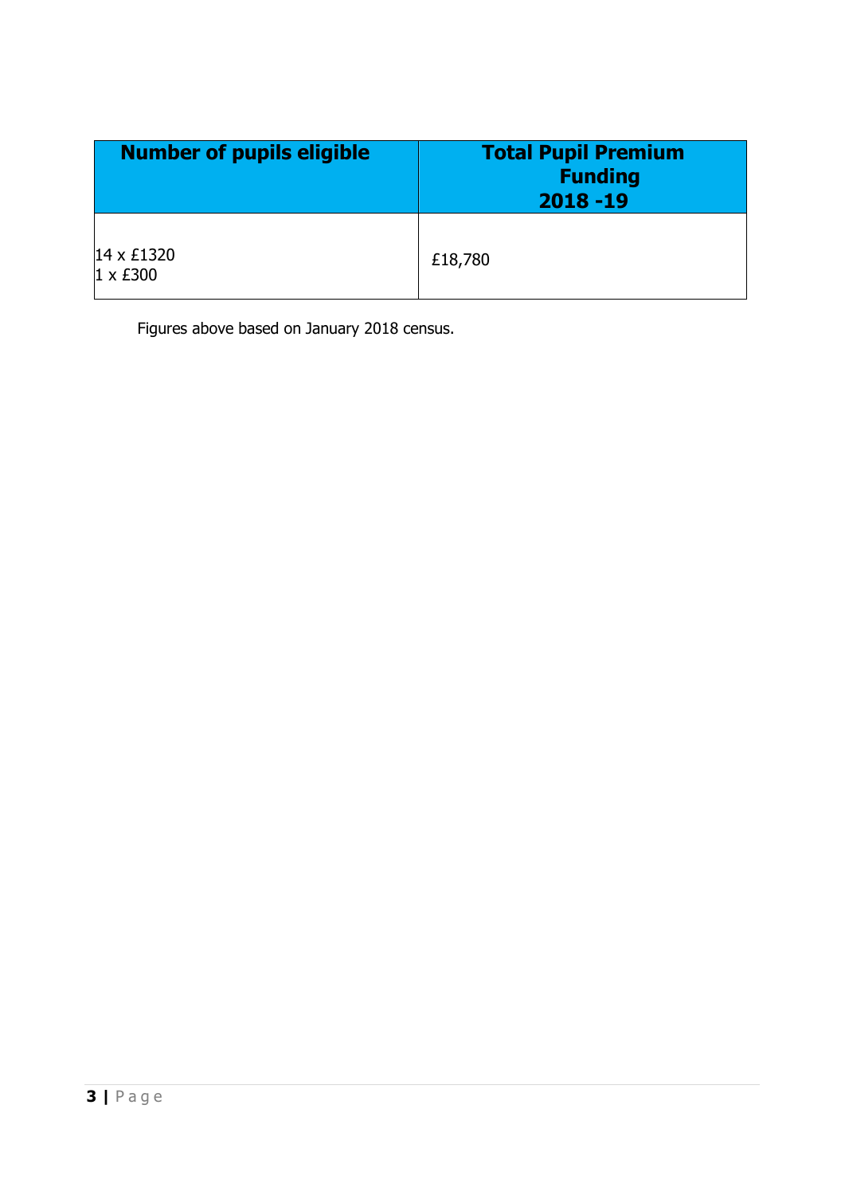| Number of pupils eligible | Total Pupil Premium Funding 2018 -19 |
|---|---|
| 14 x £1320<br>1 x £300 | £18,780 |

Figures above based on January 2018 census.